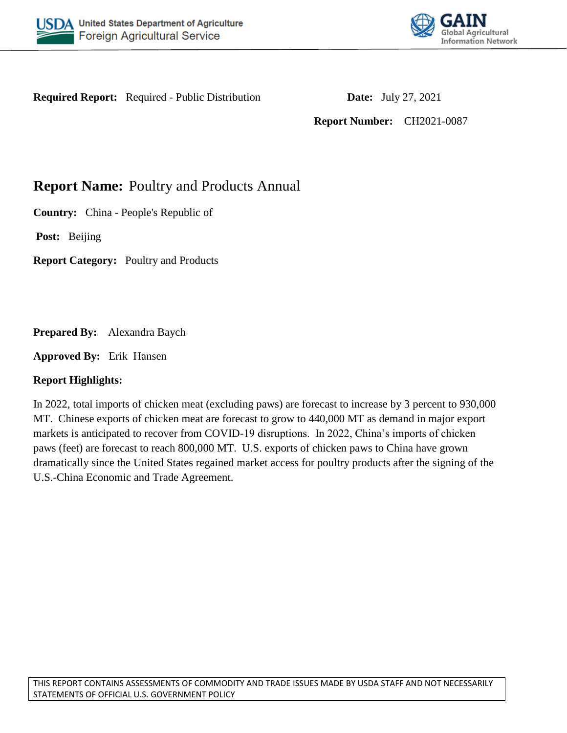**Required Report:** Required - Public Distribution

**Date:** July 27, 2021

**Report Number:** CH2021-0087

# Report Name: Poultry and Products Annual

**Country:** China - People's Republic of

**Post:** Beijing

**Report Category:** Poultry and Products

**Prepared By:** Alexandra Baych

**Approved By:** Erik Hansen

**Report Highlights:**

In 2022, total imports of chicken meat (excluding paws) are forecast to increase by 3 percent to 930,000 MT. Chinese exports of chicken meat are forecast to grow to 440,000 MT as demand in major export markets is anticipated to recover from COVID-19 disruptions. In 2022, China's imports of chicken paws (feet) are forecast to reach 800,000 MT. U.S. exports of chicken paws to China have grown dramatically since the United States regained market access for poultry products after the signing of the U.S.-China Economic and Trade Agreement.

THIS REPORT CONTAINS ASSESSMENTS OF COMMODITY AND TRADE ISSUES MADE BY USDA STAFF AND NOT NECESSARILY STATEMENTS OF OFFICIAL U.S. GOVERNMENT POLICY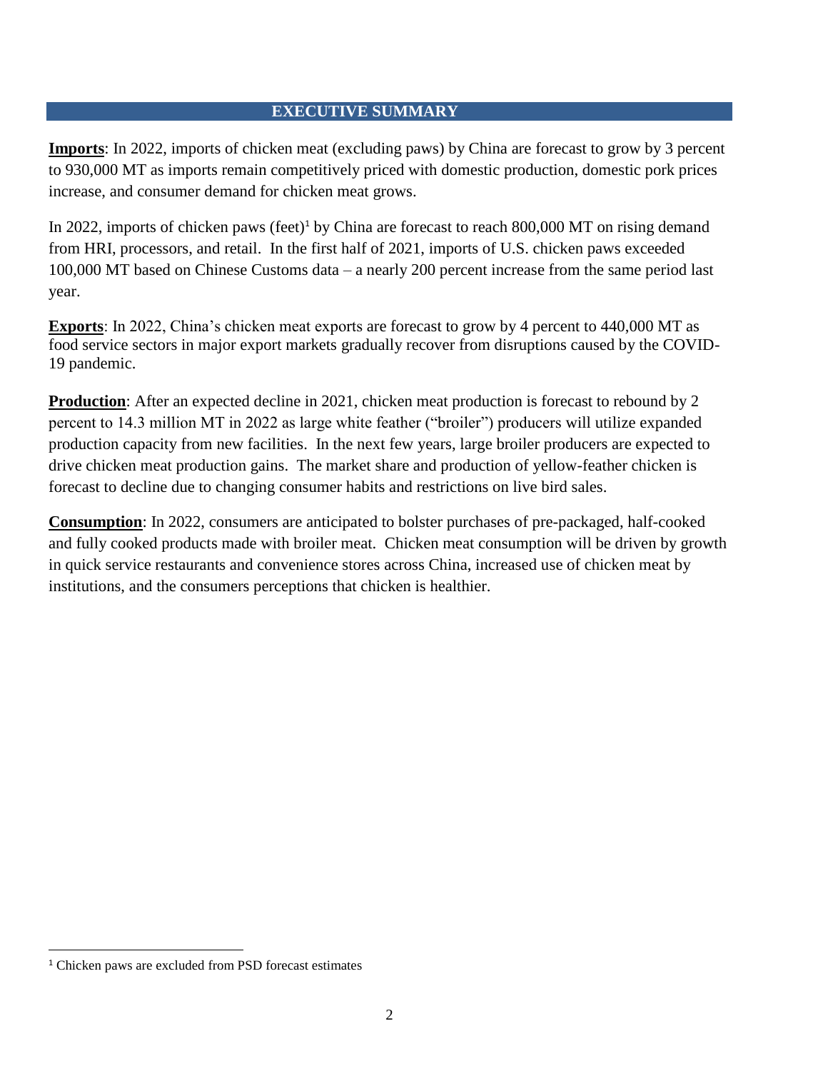## EXECUTIVE SUMMARY

**Imports**: In 2022, imports of chicken meat (excluding paws) by China are forecast to grow by 3 percent to 930,000 MT as imports remain competitively priced with domestic production, domestic pork prices increase, and consumer demand for chicken meat grows.

In 2022, imports of chicken paws (feet)[1] by China are forecast to reach 800,000 MT on rising demand from HRI, processors, and retail. In the first half of 2021, imports of U.S. chicken paws exceeded 100,000 MT based on Chinese Customs data – a nearly 200 percent increase from the same period last year.

**Exports**: In 2022, China's chicken meat exports are forecast to grow by 4 percent to 440,000 MT as food service sectors in major export markets gradually recover from disruptions caused by the COVID-19 pandemic.

**Production**: After an expected decline in 2021, chicken meat production is forecast to rebound by 2 percent to 14.3 million MT in 2022 as large white feather ("broiler") producers will utilize expanded production capacity from new facilities. In the next few years, large broiler producers are expected to drive chicken meat production gains. The market share and production of yellow-feather chicken is forecast to decline due to changing consumer habits and restrictions on live bird sales.

**Consumption**: In 2022, consumers are anticipated to bolster purchases of pre-packaged, half-cooked and fully cooked products made with broiler meat. Chicken meat consumption will be driven by growth in quick service restaurants and convenience stores across China, increased use of chicken meat by institutions, and the consumers perceptions that chicken is healthier.

---

[1] Chicken paws are excluded from PSD forecast estimates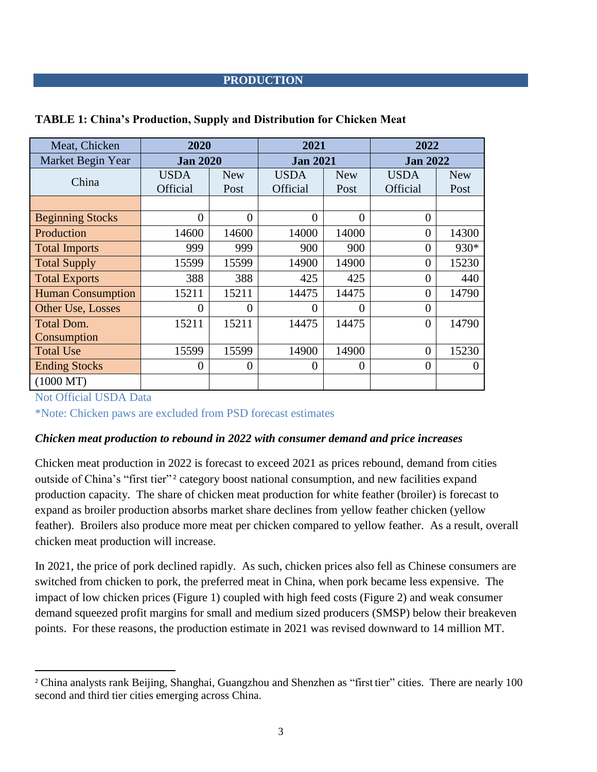## PRODUCTION

**TABLE 1: China's Production, Supply and Distribution for Chicken Meat**

| Meat, Chicken | 2020 | | 2021 | | 2022 | |
|---|---|---|---|---|---|---|
| Market Begin Year | Jan 2020 | | Jan 2021 | | Jan 2022 | |
| China | USDA Official | New Post | USDA Official | New Post | USDA Official | New Post |
| | | | | | | |
| Beginning Stocks | 0 | 0 | 0 | 0 | 0 | |
| Production | 14600 | 14600 | 14000 | 14000 | 0 | 14300 |
| Total Imports | 999 | 999 | 900 | 900 | 0 | 930* |
| Total Supply | 15599 | 15599 | 14900 | 14900 | 0 | 15230 |
| Total Exports | 388 | 388 | 425 | 425 | 0 | 440 |
| Human Consumption | 15211 | 15211 | 14475 | 14475 | 0 | 14790 |
| Other Use, Losses | 0 | 0 | 0 | 0 | 0 | |
| Total Dom. Consumption | 15211 | 15211 | 14475 | 14475 | 0 | 14790 |
| Total Use | 15599 | 15599 | 14900 | 14900 | 0 | 15230 |
| Ending Stocks | 0 | 0 | 0 | 0 | 0 | 0 |
| (1000 MT) | | | | | | |

Not Official USDA Data

*Note: Chicken paws are excluded from PSD forecast estimates

***Chicken meat production to rebound in 2022 with consumer demand and price increases***

Chicken meat production in 2022 is forecast to exceed 2021 as prices rebound, demand from cities outside of China's "first tier"[2] category boost national consumption, and new facilities expand production capacity. The share of chicken meat production for white feather (broiler) is forecast to expand as broiler production absorbs market share declines from yellow feather chicken (yellow feather). Broilers also produce more meat per chicken compared to yellow feather. As a result, overall chicken meat production will increase.

In 2021, the price of pork declined rapidly. As such, chicken prices also fell as Chinese consumers are switched from chicken to pork, the preferred meat in China, when pork became less expensive. The impact of low chicken prices (Figure 1) coupled with high feed costs (Figure 2) and weak consumer demand squeezed profit margins for small and medium sized producers (SMSP) below their breakeven points. For these reasons, the production estimate in 2021 was revised downward to 14 million MT.

---

[2] China analysts rank Beijing, Shanghai, Guangzhou and Shenzhen as "first tier" cities. There are nearly 100 second and third tier cities emerging across China.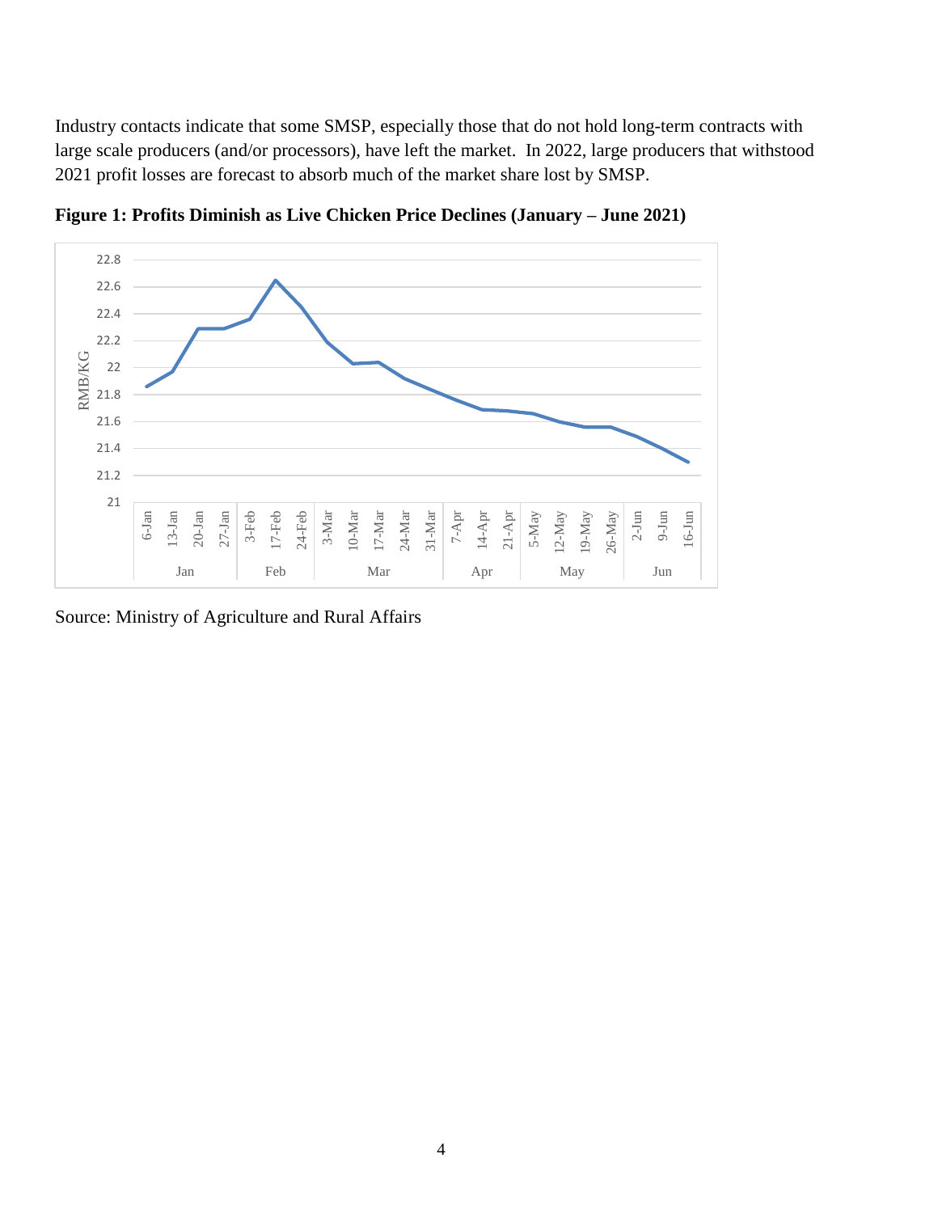Industry contacts indicate that some SMSP, especially those that do not hold long-term contracts with large scale producers (and/or processors), have left the market. In 2022, large producers that withstood 2021 profit losses are forecast to absorb much of the market share lost by SMSP.

**Figure 1: Profits Diminish as Live Chicken Price Declines (January – June 2021)**

Source: Ministry of Agriculture and Rural Affairs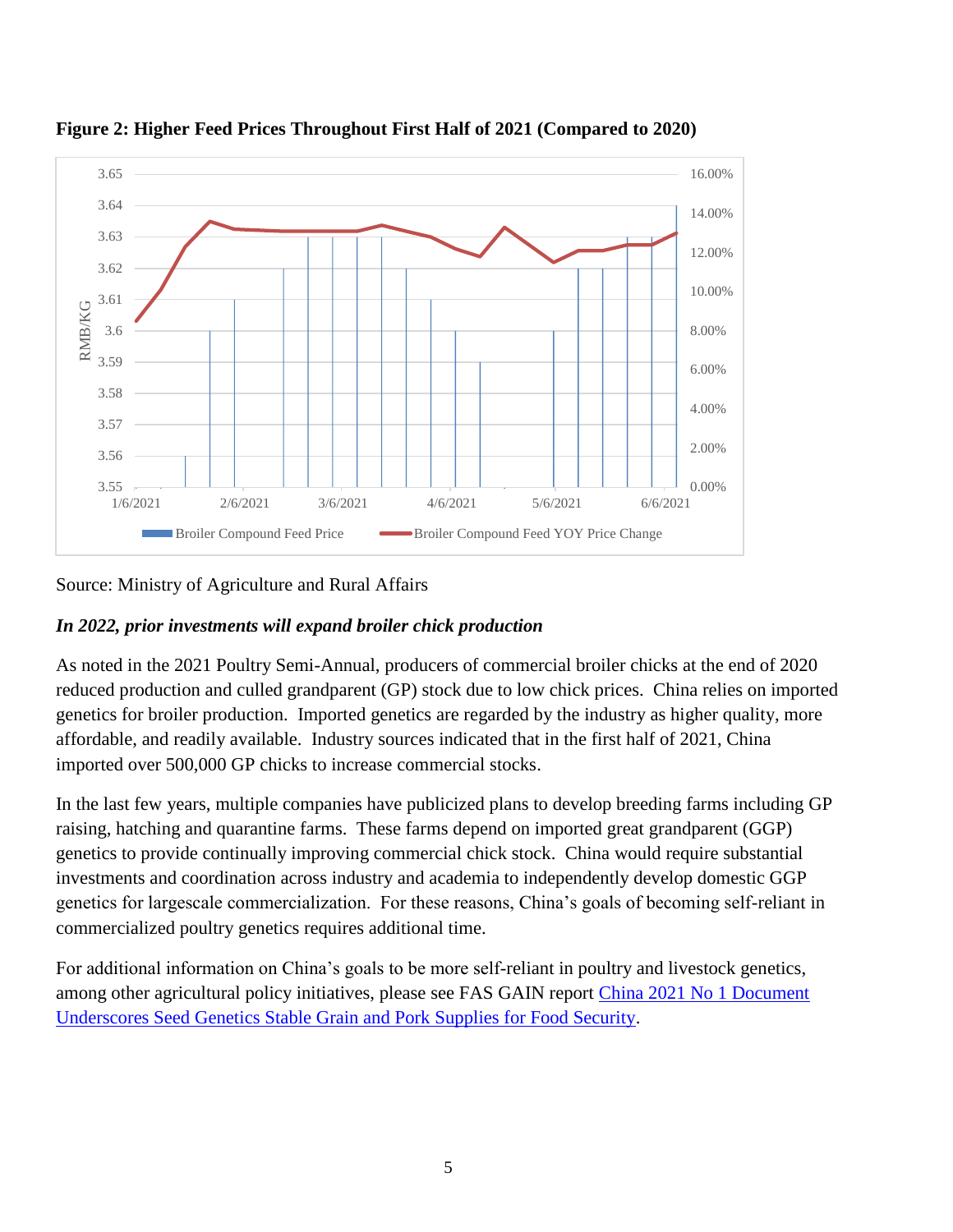**Figure 2: Higher Feed Prices Throughout First Half of 2021 (Compared to 2020)**

Source: Ministry of Agriculture and Rural Affairs

***In 2022, prior investments will expand broiler chick production***

As noted in the 2021 Poultry Semi-Annual, producers of commercial broiler chicks at the end of 2020 reduced production and culled grandparent (GP) stock due to low chick prices. China relies on imported genetics for broiler production. Imported genetics are regarded by the industry as higher quality, more affordable, and readily available. Industry sources indicated that in the first half of 2021, China imported over 500,000 GP chicks to increase commercial stocks.

In the last few years, multiple companies have publicized plans to develop breeding farms including GP raising, hatching and quarantine farms. These farms depend on imported great grandparent (GGP) genetics to provide continually improving commercial chick stock. China would require substantial investments and coordination across industry and academia to independently develop domestic GGP genetics for largescale commercialization. For these reasons, China's goals of becoming self-reliant in commercialized poultry genetics requires additional time.

For additional information on China's goals to be more self-reliant in poultry and livestock genetics, among other agricultural policy initiatives, please see FAS GAIN report [China 2021 No 1 Document Underscores Seed Genetics Stable Grain and Pork Supplies for Food Security](#).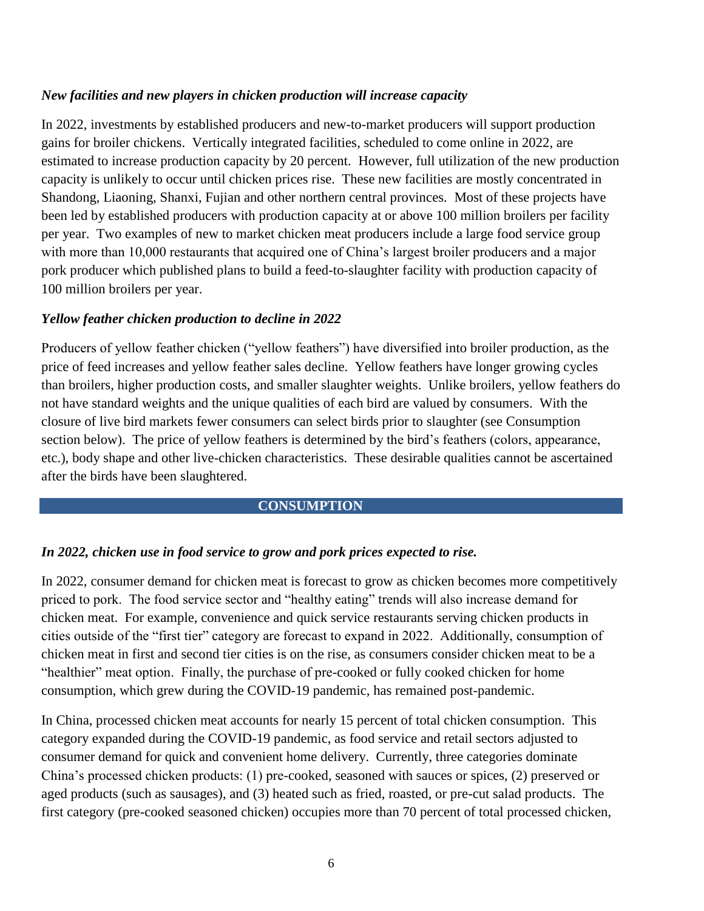*New facilities and new players in chicken production will increase capacity*

In 2022, investments by established producers and new-to-market producers will support production gains for broiler chickens. Vertically integrated facilities, scheduled to come online in 2022, are estimated to increase production capacity by 20 percent. However, full utilization of the new production capacity is unlikely to occur until chicken prices rise. These new facilities are mostly concentrated in Shandong, Liaoning, Shanxi, Fujian and other northern central provinces. Most of these projects have been led by established producers with production capacity at or above 100 million broilers per facility per year. Two examples of new to market chicken meat producers include a large food service group with more than 10,000 restaurants that acquired one of China's largest broiler producers and a major pork producer which published plans to build a feed-to-slaughter facility with production capacity of 100 million broilers per year.

*Yellow feather chicken production to decline in 2022*

Producers of yellow feather chicken ("yellow feathers") have diversified into broiler production, as the price of feed increases and yellow feather sales decline. Yellow feathers have longer growing cycles than broilers, higher production costs, and smaller slaughter weights. Unlike broilers, yellow feathers do not have standard weights and the unique qualities of each bird are valued by consumers. With the closure of live bird markets fewer consumers can select birds prior to slaughter (see Consumption section below). The price of yellow feathers is determined by the bird's feathers (colors, appearance, etc.), body shape and other live-chicken characteristics. These desirable qualities cannot be ascertained after the birds have been slaughtered.

## CONSUMPTION

*In 2022, chicken use in food service to grow and pork prices expected to rise.*

In 2022, consumer demand for chicken meat is forecast to grow as chicken becomes more competitively priced to pork. The food service sector and "healthy eating" trends will also increase demand for chicken meat. For example, convenience and quick service restaurants serving chicken products in cities outside of the "first tier" category are forecast to expand in 2022. Additionally, consumption of chicken meat in first and second tier cities is on the rise, as consumers consider chicken meat to be a "healthier" meat option. Finally, the purchase of pre-cooked or fully cooked chicken for home consumption, which grew during the COVID-19 pandemic, has remained post-pandemic.

In China, processed chicken meat accounts for nearly 15 percent of total chicken consumption. This category expanded during the COVID-19 pandemic, as food service and retail sectors adjusted to consumer demand for quick and convenient home delivery. Currently, three categories dominate China's processed chicken products: (1) pre-cooked, seasoned with sauces or spices, (2) preserved or aged products (such as sausages), and (3) heated such as fried, roasted, or pre-cut salad products. The first category (pre-cooked seasoned chicken) occupies more than 70 percent of total processed chicken,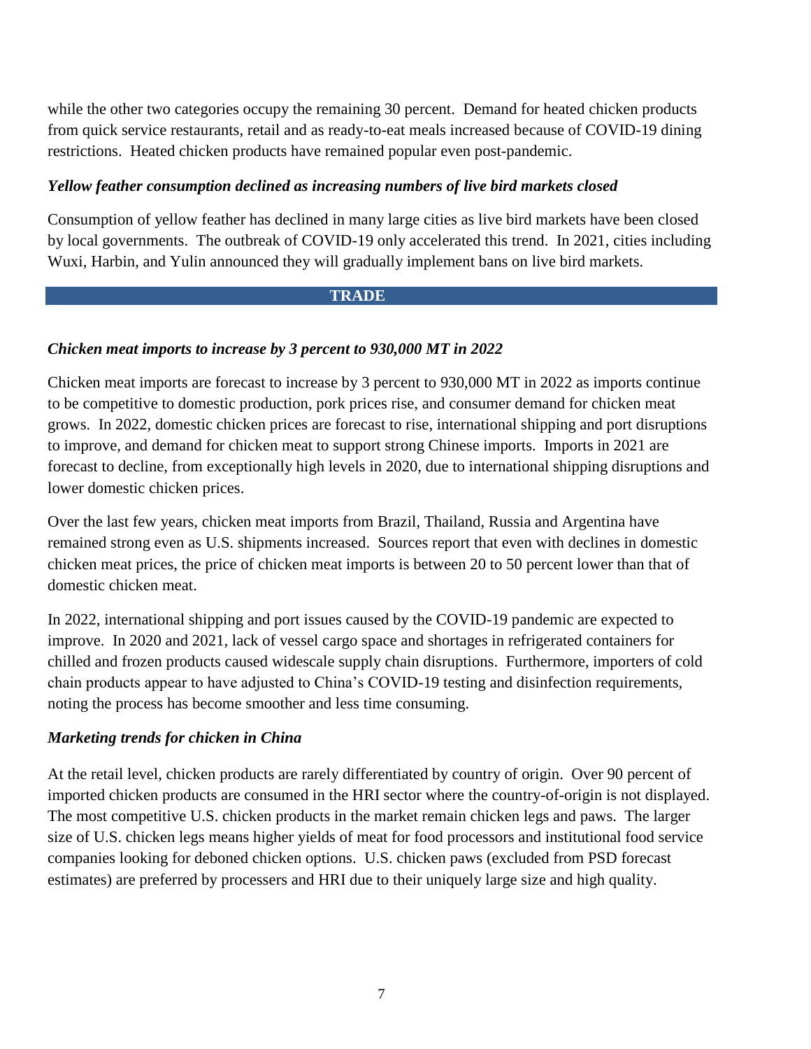while the other two categories occupy the remaining 30 percent. Demand for heated chicken products from quick service restaurants, retail and as ready-to-eat meals increased because of COVID-19 dining restrictions. Heated chicken products have remained popular even post-pandemic.

***Yellow feather consumption declined as increasing numbers of live bird markets closed***

Consumption of yellow feather has declined in many large cities as live bird markets have been closed by local governments. The outbreak of COVID-19 only accelerated this trend. In 2021, cities including Wuxi, Harbin, and Yulin announced they will gradually implement bans on live bird markets.

## TRADE

***Chicken meat imports to increase by 3 percent to 930,000 MT in 2022***

Chicken meat imports are forecast to increase by 3 percent to 930,000 MT in 2022 as imports continue to be competitive to domestic production, pork prices rise, and consumer demand for chicken meat grows. In 2022, domestic chicken prices are forecast to rise, international shipping and port disruptions to improve, and demand for chicken meat to support strong Chinese imports. Imports in 2021 are forecast to decline, from exceptionally high levels in 2020, due to international shipping disruptions and lower domestic chicken prices.

Over the last few years, chicken meat imports from Brazil, Thailand, Russia and Argentina have remained strong even as U.S. shipments increased. Sources report that even with declines in domestic chicken meat prices, the price of chicken meat imports is between 20 to 50 percent lower than that of domestic chicken meat.

In 2022, international shipping and port issues caused by the COVID-19 pandemic are expected to improve. In 2020 and 2021, lack of vessel cargo space and shortages in refrigerated containers for chilled and frozen products caused widescale supply chain disruptions. Furthermore, importers of cold chain products appear to have adjusted to China's COVID-19 testing and disinfection requirements, noting the process has become smoother and less time consuming.

***Marketing trends for chicken in China***

At the retail level, chicken products are rarely differentiated by country of origin. Over 90 percent of imported chicken products are consumed in the HRI sector where the country-of-origin is not displayed. The most competitive U.S. chicken products in the market remain chicken legs and paws. The larger size of U.S. chicken legs means higher yields of meat for food processors and institutional food service companies looking for deboned chicken options. U.S. chicken paws (excluded from PSD forecast estimates) are preferred by processers and HRI due to their uniquely large size and high quality.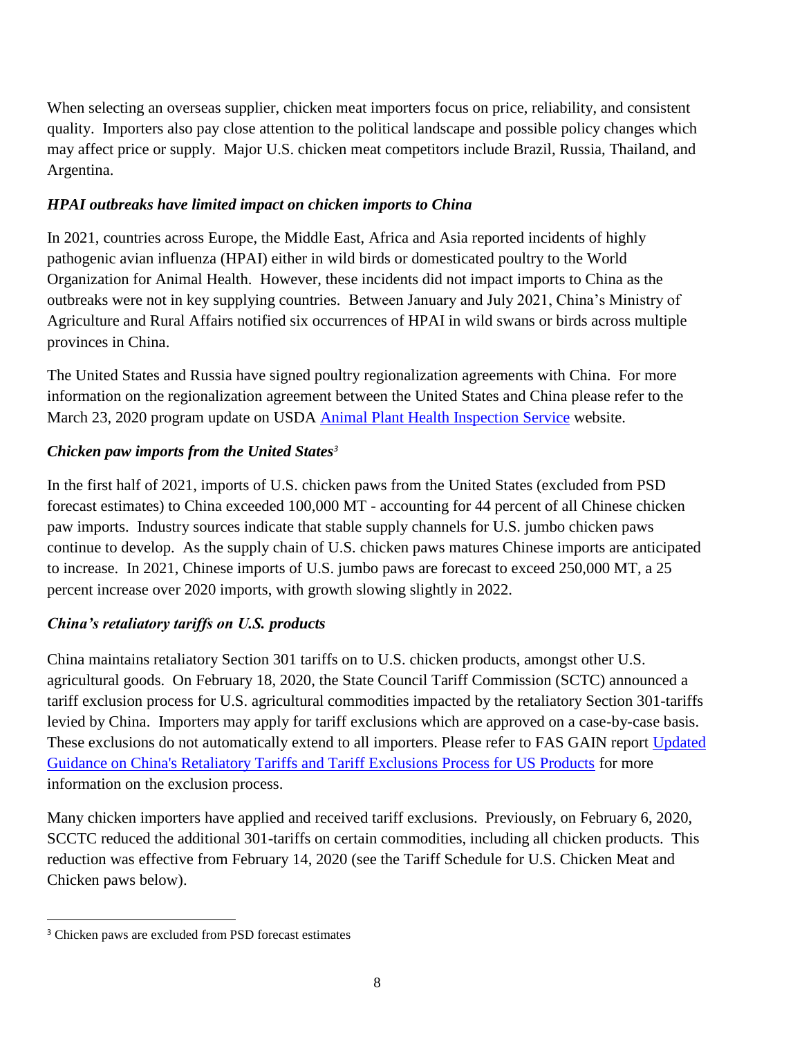When selecting an overseas supplier, chicken meat importers focus on price, reliability, and consistent quality. Importers also pay close attention to the political landscape and possible policy changes which may affect price or supply. Major U.S. chicken meat competitors include Brazil, Russia, Thailand, and Argentina.

### *HPAI outbreaks have limited impact on chicken imports to China*

In 2021, countries across Europe, the Middle East, Africa and Asia reported incidents of highly pathogenic avian influenza (HPAI) either in wild birds or domesticated poultry to the World Organization for Animal Health. However, these incidents did not impact imports to China as the outbreaks were not in key supplying countries. Between January and July 2021, China's Ministry of Agriculture and Rural Affairs notified six occurrences of HPAI in wild swans or birds across multiple provinces in China.

The United States and Russia have signed poultry regionalization agreements with China. For more information on the regionalization agreement between the United States and China please refer to the March 23, 2020 program update on USDA [Animal Plant Health Inspection Service]() website.

### *Chicken paw imports from the United States*[3]

In the first half of 2021, imports of U.S. chicken paws from the United States (excluded from PSD forecast estimates) to China exceeded 100,000 MT - accounting for 44 percent of all Chinese chicken paw imports. Industry sources indicate that stable supply channels for U.S. jumbo chicken paws continue to develop. As the supply chain of U.S. chicken paws matures Chinese imports are anticipated to increase. In 2021, Chinese imports of U.S. jumbo paws are forecast to exceed 250,000 MT, a 25 percent increase over 2020 imports, with growth slowing slightly in 2022.

### *China's retaliatory tariffs on U.S. products*

China maintains retaliatory Section 301 tariffs on to U.S. chicken products, amongst other U.S. agricultural goods. On February 18, 2020, the State Council Tariff Commission (SCTC) announced a tariff exclusion process for U.S. agricultural commodities impacted by the retaliatory Section 301-tariffs levied by China. Importers may apply for tariff exclusions which are approved on a case-by-case basis. These exclusions do not automatically extend to all importers. Please refer to FAS GAIN report [Updated Guidance on China's Retaliatory Tariffs and Tariff Exclusions Process for US Products]() for more information on the exclusion process.

Many chicken importers have applied and received tariff exclusions. Previously, on February 6, 2020, SCCTC reduced the additional 301-tariffs on certain commodities, including all chicken products. This reduction was effective from February 14, 2020 (see the Tariff Schedule for U.S. Chicken Meat and Chicken paws below).

---

[3] Chicken paws are excluded from PSD forecast estimates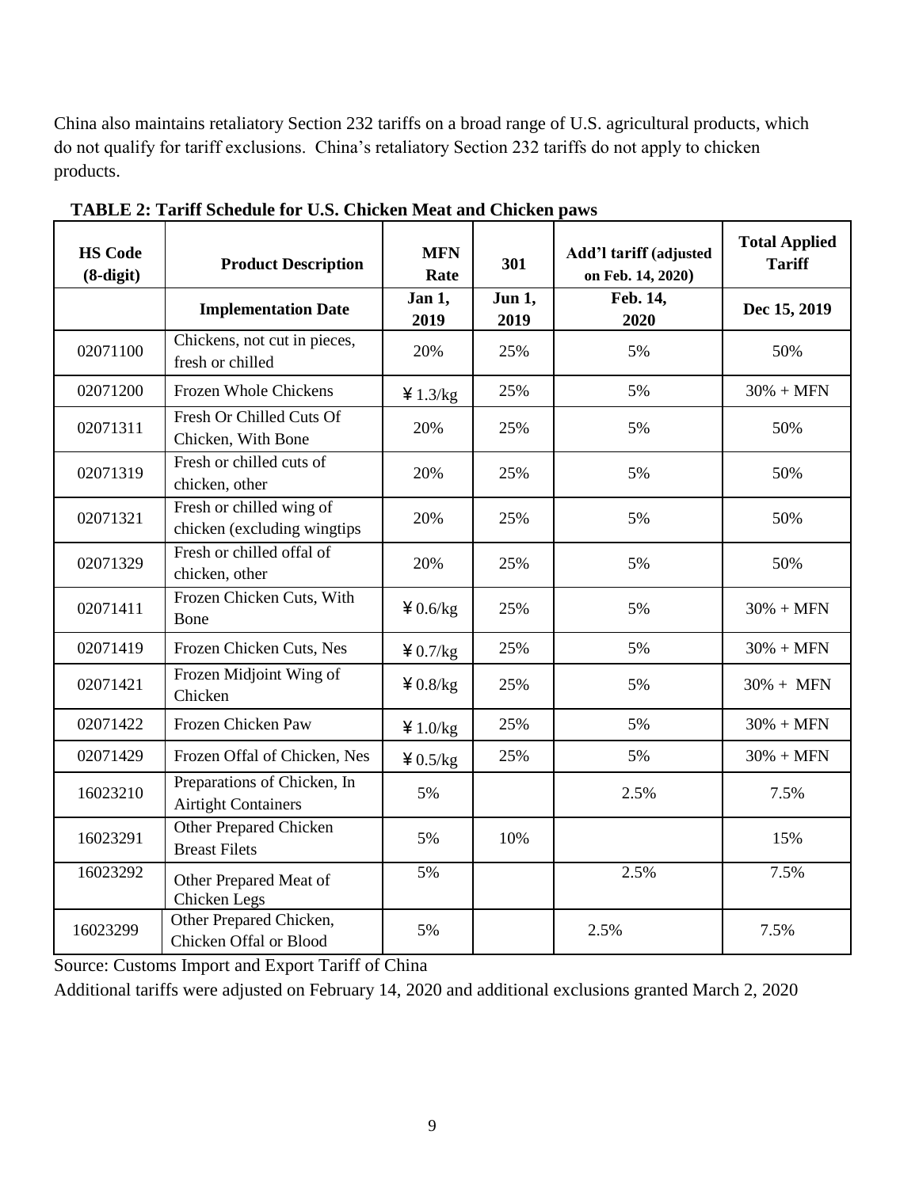China also maintains retaliatory Section 232 tariffs on a broad range of U.S. agricultural products, which do not qualify for tariff exclusions. China's retaliatory Section 232 tariffs do not apply to chicken products.

**TABLE 2: Tariff Schedule for U.S. Chicken Meat and Chicken paws**

| HS Code (8-digit) | Product Description | MFN Rate | 301 | Add'l tariff (adjusted on Feb. 14, 2020) | Total Applied Tariff |
|---|---|---|---|---|---|
| | **Implementation Date** | **Jan 1, 2019** | **Jun 1, 2019** | **Feb. 14, 2020** | **Dec 15, 2019** |
| 02071100 | Chickens, not cut in pieces, fresh or chilled | 20% | 25% | 5% | 50% |
| 02071200 | Frozen Whole Chickens | ¥1.3/kg | 25% | 5% | 30% + MFN |
| 02071311 | Fresh Or Chilled Cuts Of Chicken, With Bone | 20% | 25% | 5% | 50% |
| 02071319 | Fresh or chilled cuts of chicken, other | 20% | 25% | 5% | 50% |
| 02071321 | Fresh or chilled wing of chicken (excluding wingtips | 20% | 25% | 5% | 50% |
| 02071329 | Fresh or chilled offal of chicken, other | 20% | 25% | 5% | 50% |
| 02071411 | Frozen Chicken Cuts, With Bone | ¥0.6/kg | 25% | 5% | 30% + MFN |
| 02071419 | Frozen Chicken Cuts, Nes | ¥0.7/kg | 25% | 5% | 30% + MFN |
| 02071421 | Frozen Midjoint Wing of Chicken | ¥0.8/kg | 25% | 5% | 30% + MFN |
| 02071422 | Frozen Chicken Paw | ¥1.0/kg | 25% | 5% | 30% + MFN |
| 02071429 | Frozen Offal of Chicken, Nes | ¥0.5/kg | 25% | 5% | 30% + MFN |
| 16023210 | Preparations of Chicken, In Airtight Containers | 5% | | 2.5% | 7.5% |
| 16023291 | Other Prepared Chicken Breast Filets | 5% | 10% | | 15% |
| 16023292 | Other Prepared Meat of Chicken Legs | 5% | | 2.5% | 7.5% |
| 16023299 | Other Prepared Chicken, Chicken Offal or Blood | 5% | | 2.5% | 7.5% |

Source: Customs Import and Export Tariff of China

Additional tariffs were adjusted on February 14, 2020 and additional exclusions granted March 2, 2020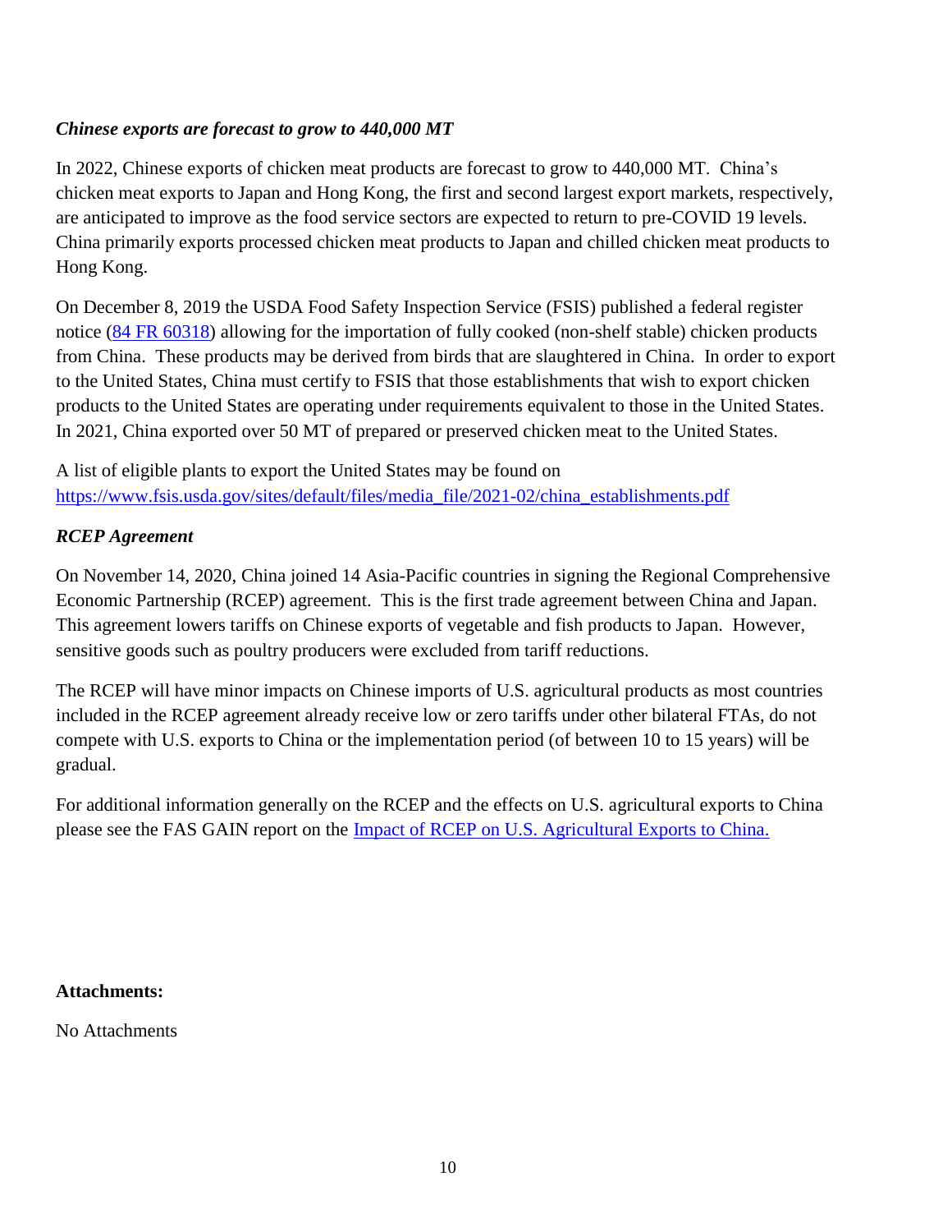### *Chinese exports are forecast to grow to 440,000 MT*

In 2022, Chinese exports of chicken meat products are forecast to grow to 440,000 MT. China's chicken meat exports to Japan and Hong Kong, the first and second largest export markets, respectively, are anticipated to improve as the food service sectors are expected to return to pre-COVID 19 levels. China primarily exports processed chicken meat products to Japan and chilled chicken meat products to Hong Kong.

On December 8, 2019 the USDA Food Safety Inspection Service (FSIS) published a federal register notice ([84 FR 60318]()) allowing for the importation of fully cooked (non-shelf stable) chicken products from China. These products may be derived from birds that are slaughtered in China. In order to export to the United States, China must certify to FSIS that those establishments that wish to export chicken products to the United States are operating under requirements equivalent to those in the United States. In 2021, China exported over 50 MT of prepared or preserved chicken meat to the United States.

A list of eligible plants to export the United States may be found on https://www.fsis.usda.gov/sites/default/files/media_file/2021-02/china_establishments.pdf

### *RCEP Agreement*

On November 14, 2020, China joined 14 Asia-Pacific countries in signing the Regional Comprehensive Economic Partnership (RCEP) agreement. This is the first trade agreement between China and Japan. This agreement lowers tariffs on Chinese exports of vegetable and fish products to Japan. However, sensitive goods such as poultry producers were excluded from tariff reductions.

The RCEP will have minor impacts on Chinese imports of U.S. agricultural products as most countries included in the RCEP agreement already receive low or zero tariffs under other bilateral FTAs, do not compete with U.S. exports to China or the implementation period (of between 10 to 15 years) will be gradual.

For additional information generally on the RCEP and the effects on U.S. agricultural exports to China please see the FAS GAIN report on the [Impact of RCEP on U.S. Agricultural Exports to China.]()

**Attachments:**

No Attachments